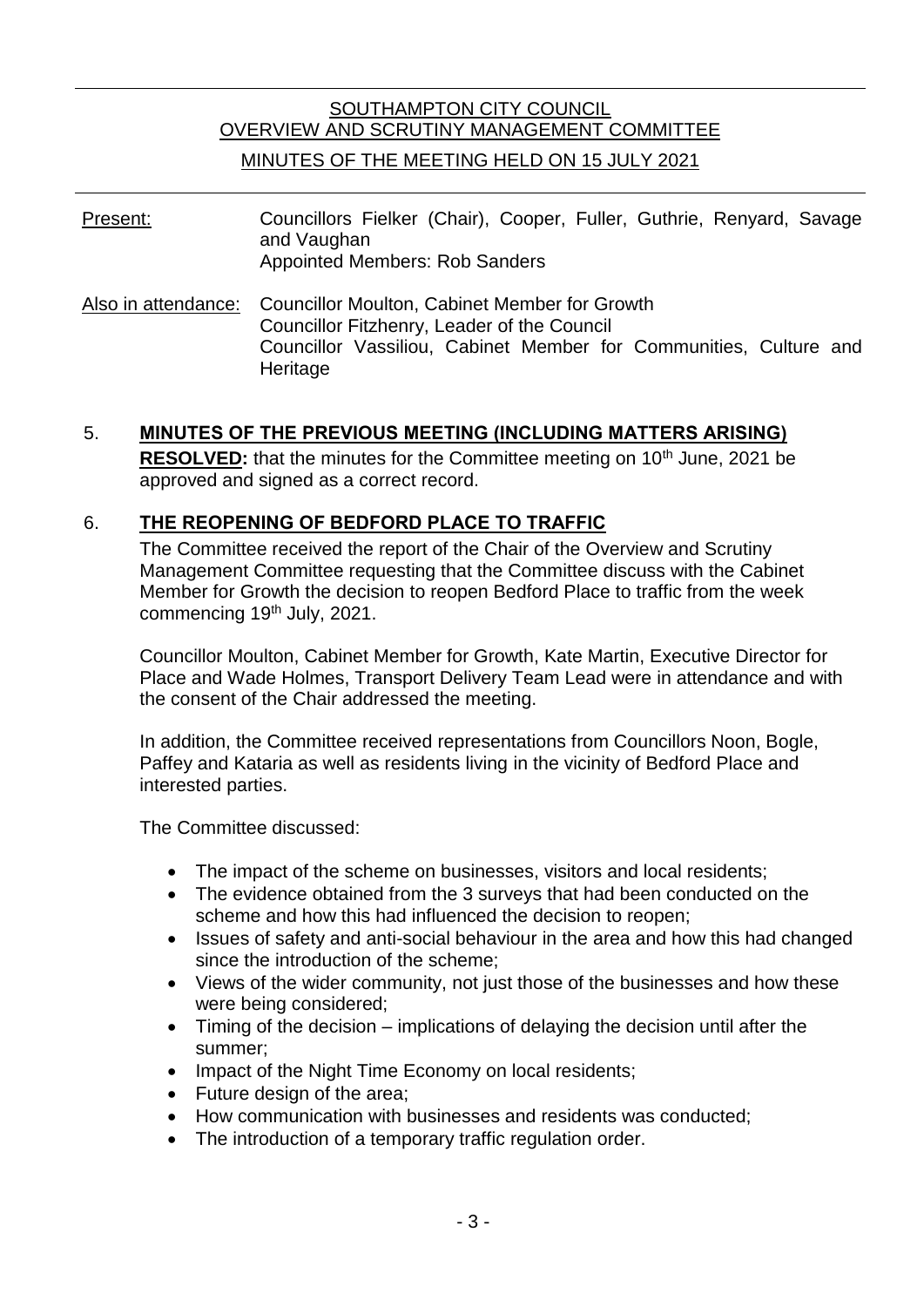SOUTHAMPTON CITY COUNCIL
OVERVIEW AND SCRUTINY MANAGEMENT COMMITTEE

MINUTES OF THE MEETING HELD ON 15 JULY 2021

---

Present: Councillors Fielker (Chair), Cooper, Fuller, Guthrie, Renyard, Savage and Vaughan
Appointed Members: Rob Sanders

Also in attendance: Councillor Moulton, Cabinet Member for Growth
Councillor Fitzhenry, Leader of the Council
Councillor Vassiliou, Cabinet Member for Communities, Culture and Heritage

## 5. MINUTES OF THE PREVIOUS MEETING (INCLUDING MATTERS ARISING)

**RESOLVED:** that the minutes for the Committee meeting on 10th June, 2021 be approved and signed as a correct record.

## 6. THE REOPENING OF BEDFORD PLACE TO TRAFFIC

The Committee received the report of the Chair of the Overview and Scrutiny Management Committee requesting that the Committee discuss with the Cabinet Member for Growth the decision to reopen Bedford Place to traffic from the week commencing 19th July, 2021.

Councillor Moulton, Cabinet Member for Growth, Kate Martin, Executive Director for Place and Wade Holmes, Transport Delivery Team Lead were in attendance and with the consent of the Chair addressed the meeting.

In addition, the Committee received representations from Councillors Noon, Bogle, Paffey and Kataria as well as residents living in the vicinity of Bedford Place and interested parties.

The Committee discussed:

- The impact of the scheme on businesses, visitors and local residents;
- The evidence obtained from the 3 surveys that had been conducted on the scheme and how this had influenced the decision to reopen;
- Issues of safety and anti-social behaviour in the area and how this had changed since the introduction of the scheme;
- Views of the wider community, not just those of the businesses and how these were being considered;
- Timing of the decision – implications of delaying the decision until after the summer;
- Impact of the Night Time Economy on local residents;
- Future design of the area;
- How communication with businesses and residents was conducted;
- The introduction of a temporary traffic regulation order.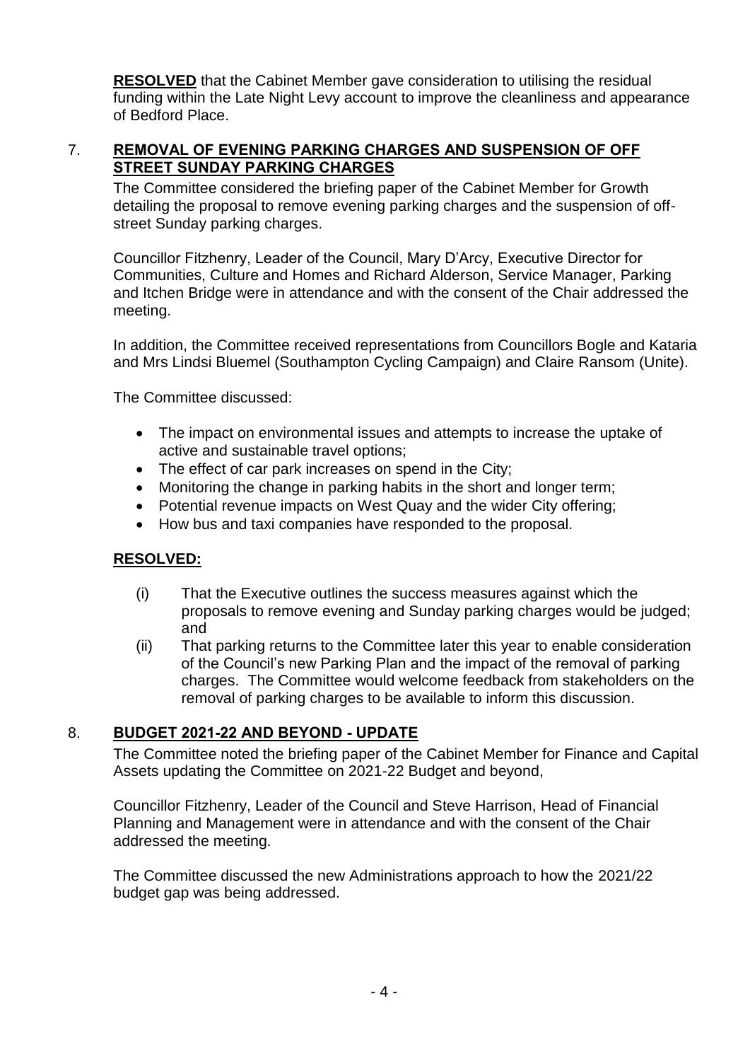**RESOLVED** that the Cabinet Member gave consideration to utilising the residual funding within the Late Night Levy account to improve the cleanliness and appearance of Bedford Place.

## 7. REMOVAL OF EVENING PARKING CHARGES AND SUSPENSION OF OFF STREET SUNDAY PARKING CHARGES

The Committee considered the briefing paper of the Cabinet Member for Growth detailing the proposal to remove evening parking charges and the suspension of off-street Sunday parking charges.

Councillor Fitzhenry, Leader of the Council, Mary D'Arcy, Executive Director for Communities, Culture and Homes and Richard Alderson, Service Manager, Parking and Itchen Bridge were in attendance and with the consent of the Chair addressed the meeting.

In addition, the Committee received representations from Councillors Bogle and Kataria and Mrs Lindsi Bluemel (Southampton Cycling Campaign) and Claire Ransom (Unite).

The Committee discussed:

- The impact on environmental issues and attempts to increase the uptake of active and sustainable travel options;
- The effect of car park increases on spend in the City;
- Monitoring the change in parking habits in the short and longer term;
- Potential revenue impacts on West Quay and the wider City offering;
- How bus and taxi companies have responded to the proposal.

**RESOLVED:**

(i) That the Executive outlines the success measures against which the proposals to remove evening and Sunday parking charges would be judged; and

(ii) That parking returns to the Committee later this year to enable consideration of the Council's new Parking Plan and the impact of the removal of parking charges. The Committee would welcome feedback from stakeholders on the removal of parking charges to be available to inform this discussion.

## 8. BUDGET 2021-22 AND BEYOND - UPDATE

The Committee noted the briefing paper of the Cabinet Member for Finance and Capital Assets updating the Committee on 2021-22 Budget and beyond,

Councillor Fitzhenry, Leader of the Council and Steve Harrison, Head of Financial Planning and Management were in attendance and with the consent of the Chair addressed the meeting.

The Committee discussed the new Administrations approach to how the 2021/22 budget gap was being addressed.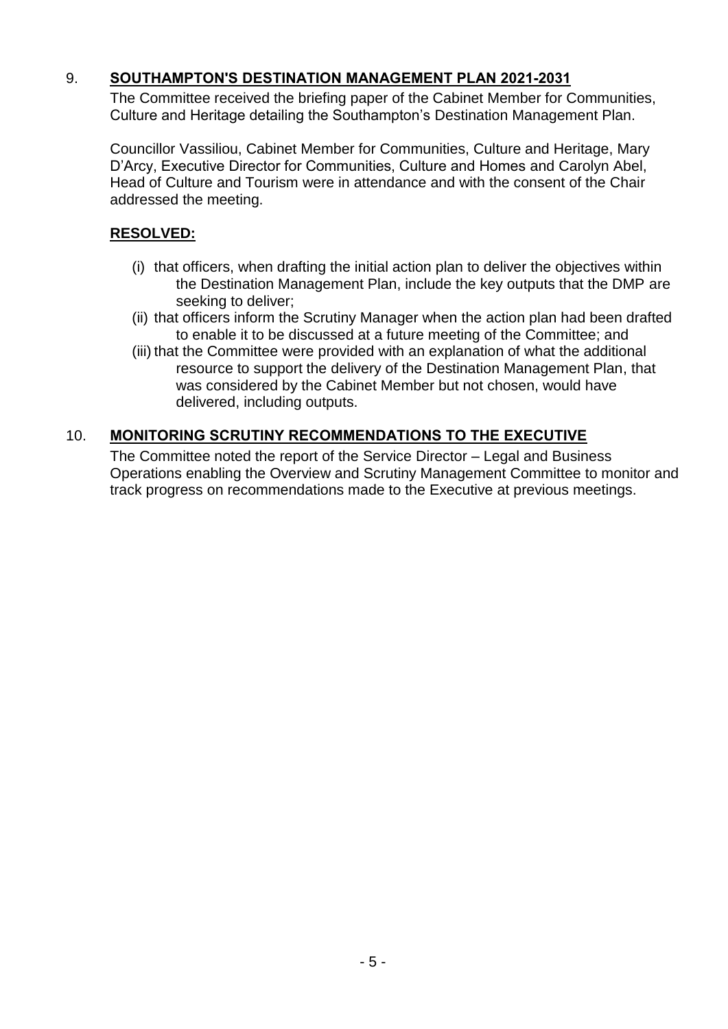## 9. **SOUTHAMPTON'S DESTINATION MANAGEMENT PLAN 2021-2031**

The Committee received the briefing paper of the Cabinet Member for Communities, Culture and Heritage detailing the Southampton's Destination Management Plan.

Councillor Vassiliou, Cabinet Member for Communities, Culture and Heritage, Mary D'Arcy, Executive Director for Communities, Culture and Homes and Carolyn Abel, Head of Culture and Tourism were in attendance and with the consent of the Chair addressed the meeting.

**RESOLVED:**

(i) that officers, when drafting the initial action plan to deliver the objectives within the Destination Management Plan, include the key outputs that the DMP are seeking to deliver;

(ii) that officers inform the Scrutiny Manager when the action plan had been drafted to enable it to be discussed at a future meeting of the Committee; and

(iii) that the Committee were provided with an explanation of what the additional resource to support the delivery of the Destination Management Plan, that was considered by the Cabinet Member but not chosen, would have delivered, including outputs.

## 10. **MONITORING SCRUTINY RECOMMENDATIONS TO THE EXECUTIVE**

The Committee noted the report of the Service Director – Legal and Business Operations enabling the Overview and Scrutiny Management Committee to monitor and track progress on recommendations made to the Executive at previous meetings.